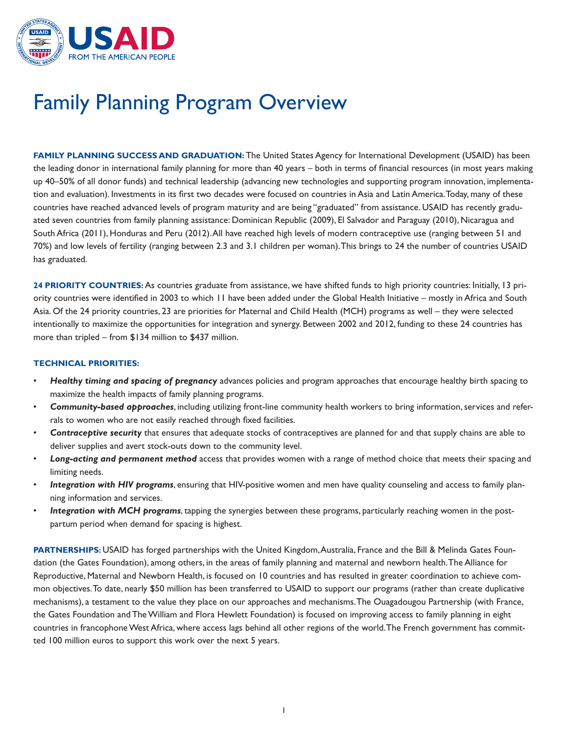USAID
FROM THE AMERICAN PEOPLE

# Family Planning Program Overview

**FAMILY PLANNING SUCCESS AND GRADUATION:** The United States Agency for International Development (USAID) has been the leading donor in international family planning for more than 40 years – both in terms of financial resources (in most years making up 40–50% of all donor funds) and technical leadership (advancing new technologies and supporting program innovation, implementation and evaluation). Investments in its first two decades were focused on countries in Asia and Latin America. Today, many of these countries have reached advanced levels of program maturity and are being "graduated" from assistance. USAID has recently graduated seven countries from family planning assistance: Dominican Republic (2009), El Salvador and Paraguay (2010), Nicaragua and South Africa (2011), Honduras and Peru (2012). All have reached high levels of modern contraceptive use (ranging between 51 and 70%) and low levels of fertility (ranging between 2.3 and 3.1 children per woman). This brings to 24 the number of countries USAID has graduated.

**24 PRIORITY COUNTRIES:** As countries graduate from assistance, we have shifted funds to high priority countries: Initially, 13 priority countries were identified in 2003 to which 11 have been added under the Global Health Initiative – mostly in Africa and South Asia. Of the 24 priority countries, 23 are priorities for Maternal and Child Health (MCH) programs as well – they were selected intentionally to maximize the opportunities for integration and synergy. Between 2002 and 2012, funding to these 24 countries has more than tripled – from $134 million to $437 million.

**TECHNICAL PRIORITIES:**

- ***Healthy timing and spacing of pregnancy*** advances policies and program approaches that encourage healthy birth spacing to maximize the health impacts of family planning programs.
- ***Community-based approaches***, including utilizing front-line community health workers to bring information, services and referrals to women who are not easily reached through fixed facilities.
- ***Contraceptive security*** that ensures that adequate stocks of contraceptives are planned for and that supply chains are able to deliver supplies and avert stock-outs down to the community level.
- ***Long-acting and permanent method*** access that provides women with a range of method choice that meets their spacing and limiting needs.
- ***Integration with HIV programs***, ensuring that HIV-positive women and men have quality counseling and access to family planning information and services.
- ***Integration with MCH programs***, tapping the synergies between these programs, particularly reaching women in the postpartum period when demand for spacing is highest.

**PARTNERSHIPS:** USAID has forged partnerships with the United Kingdom, Australia, France and the Bill & Melinda Gates Foundation (the Gates Foundation), among others, in the areas of family planning and maternal and newborn health. The Alliance for Reproductive, Maternal and Newborn Health, is focused on 10 countries and has resulted in greater coordination to achieve common objectives. To date, nearly $50 million has been transferred to USAID to support our programs (rather than create duplicative mechanisms), a testament to the value they place on our approaches and mechanisms. The Ouagadougou Partnership (with France, the Gates Foundation and The William and Flora Hewlett Foundation) is focused on improving access to family planning in eight countries in francophone West Africa, where access lags behind all other regions of the world. The French government has committed 100 million euros to support this work over the next 5 years.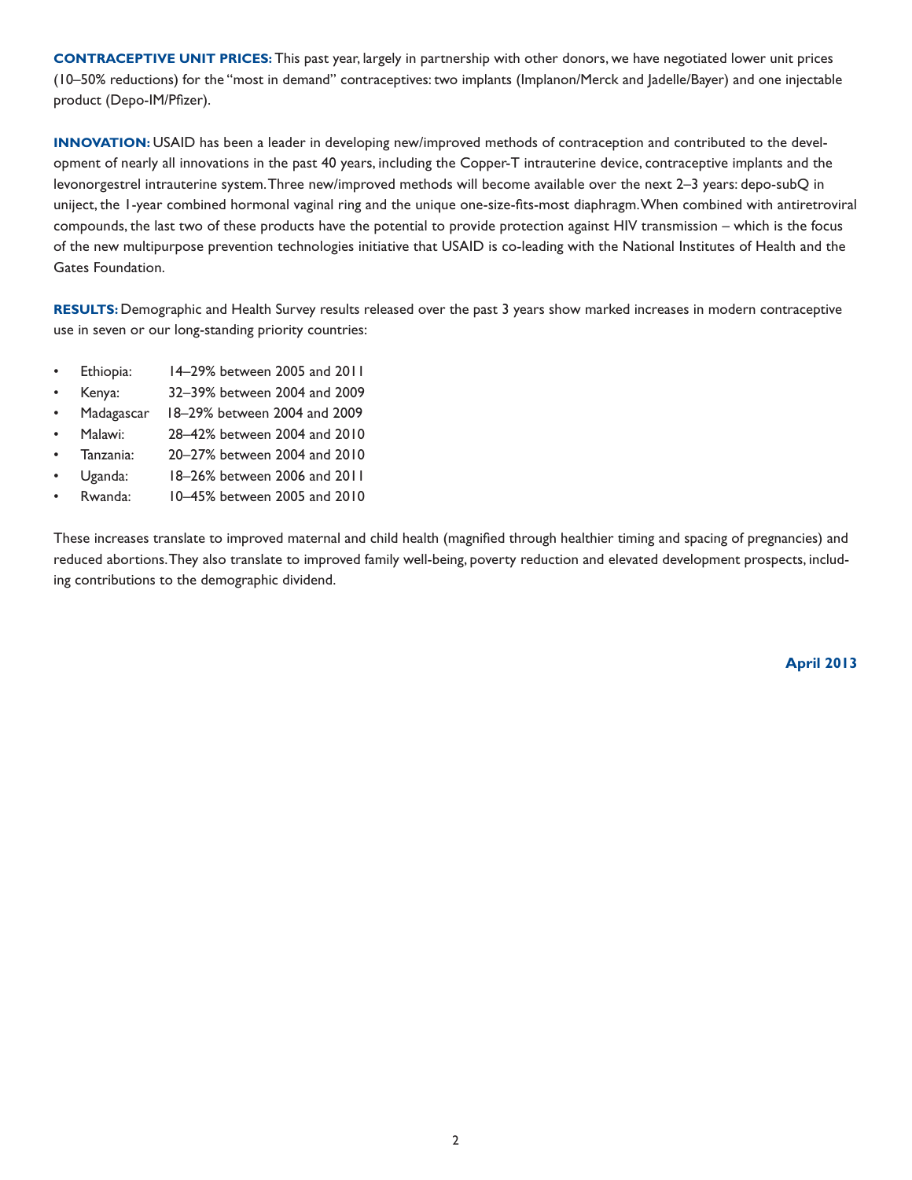**CONTRACEPTIVE UNIT PRICES:** This past year, largely in partnership with other donors, we have negotiated lower unit prices (10–50% reductions) for the "most in demand" contraceptives: two implants (Implanon/Merck and Jadelle/Bayer) and one injectable product (Depo-IM/Pfizer).

**INNOVATION:** USAID has been a leader in developing new/improved methods of contraception and contributed to the development of nearly all innovations in the past 40 years, including the Copper-T intrauterine device, contraceptive implants and the levonorgestrel intrauterine system. Three new/improved methods will become available over the next 2–3 years: depo-subQ in uniject, the 1-year combined hormonal vaginal ring and the unique one-size-fits-most diaphragm. When combined with antiretroviral compounds, the last two of these products have the potential to provide protection against HIV transmission – which is the focus of the new multipurpose prevention technologies initiative that USAID is co-leading with the National Institutes of Health and the Gates Foundation.

**RESULTS:** Demographic and Health Survey results released over the past 3 years show marked increases in modern contraceptive use in seven or our long-standing priority countries:

- Ethiopia: 14–29% between 2005 and 2011
- Kenya: 32–39% between 2004 and 2009
- Madagascar 18–29% between 2004 and 2009
- Malawi: 28–42% between 2004 and 2010
- Tanzania: 20–27% between 2004 and 2010
- Uganda: 18–26% between 2006 and 2011
- Rwanda: 10–45% between 2005 and 2010

These increases translate to improved maternal and child health (magnified through healthier timing and spacing of pregnancies) and reduced abortions. They also translate to improved family well-being, poverty reduction and elevated development prospects, including contributions to the demographic dividend.

**April 2013**